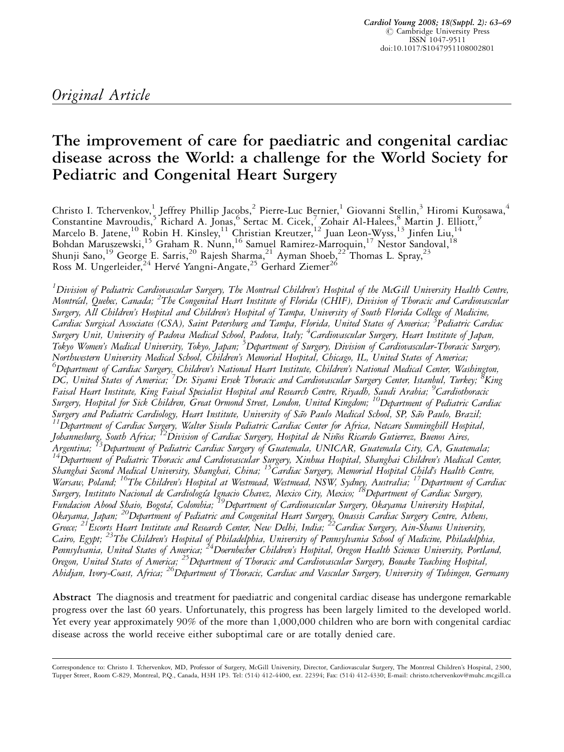*Original Article*

# The improvement of care for paediatric and congenital cardiac disease across the World: a challenge for the World Society for Pediatric and Congenital Heart Surgery

Christo I. Tchervenkov,[1] Jeffrey Phillip Jacobs,[2] Pierre-Luc Bernier,[1] Giovanni Stellin,[3] Hiromi Kurosawa,[4] Constantine Mavroudis,[5] Richard A. Jonas,[6] Sertac M. Cicek,[7] Zohair Al-Halees,[8] Martin J. Elliott,[9] Marcelo B. Jatene,[10] Robin H. Kinsley,[11] Christian Kreutzer,[12] Juan Leon-Wyss,[13] Jinfen Liu,[14] Bohdan Maruszewski,[15] Graham R. Nunn,[16] Samuel Ramirez-Marroquin,[17] Nestor Sandoval,[18] Shunji Sano,[19] George E. Sarris,[20] Rajesh Sharma,[21] Ayman Shoeb,[22] Thomas L. Spray,[23] Ross M. Ungerleider,[24] Hervé Yangni-Angate,[25] Gerhard Ziemer[26]

*[1]Division of Pediatric Cardiovascular Surgery, The Montreal Children's Hospital of the McGill University Health Centre, Montréal, Quebec, Canada; [2]The Congenital Heart Institute of Florida (CHIF), Division of Thoracic and Cardiovascular Surgery, All Children's Hospital and Children's Hospital of Tampa, University of South Florida College of Medicine, Cardiac Surgical Associates (CSA), Saint Petersburg and Tampa, Florida, United States of America; [3]Pediatric Cardiac Surgery Unit, University of Padova Medical School, Padova, Italy; [4]Cardiovascular Surgery, Heart Institute of Japan, Tokyo Women's Medical University, Tokyo, Japan; [5]Department of Surgery, Division of Cardiovascular-Thoracic Surgery, Northwestern University Medical School, Children's Memorial Hospital, Chicago, IL, United States of America; [6]Department of Cardiac Surgery, Children's National Heart Institute, Children's National Medical Center, Washington, DC, United States of America; [7]Dr. Siyami Ersek Thoracic and Cardiovascular Surgery Center, Istanbul, Turkey; [8]King Faisal Heart Institute, King Faisal Specialist Hospital and Research Centre, Riyadh, Saudi Arabia; [9]Cardiothoracic Surgery, Hospital for Sick Children, Great Ormond Street, London, United Kingdom; [10]Department of Pediatric Cardiac Surgery and Pediatric Cardiology, Heart Institute, University of São Paulo Medical School, SP, São Paulo, Brazil; [11]Department of Cardiac Surgery, Walter Sisulu Pediatric Cardiac Center for Africa, Netcare Sunninghill Hospital, Johannesburg, South Africa; [12]Division of Cardiac Surgery, Hospital de Niños Ricardo Gutierrez, Buenos Aires, Argentina; [13]Department of Pediatric Cardiac Surgery of Guatemala, UNICAR, Guatemala City, CA, Guatemala; [14]Department of Pediatric Thoracic and Cardiovascular Surgery, Xinhua Hospital, Shanghai Children's Medical Center, Shanghai Second Medical University, Shanghai, China; [15]Cardiac Surgery, Memorial Hospital Child's Health Centre, Warsaw, Poland; [16]The Children's Hospital at Westmead, Westmead, NSW, Sydney, Australia; [17]Department of Cardiac Surgery, Instituto Nacional de Cardiología Ignacio Chavez, Mexico City, Mexico; [18]Department of Cardiac Surgery, Fundacion Abood Shaio, Bogotá, Colombia; [19]Department of Cardiovascular Surgery, Okayama University Hospital, Okayama, Japan; [20]Department of Pediatric and Congenital Heart Surgery, Onassis Cardiac Surgery Centre, Athens, Greece; [21]Escorts Heart Institute and Research Center, New Delhi, India; [22]Cardiac Surgery, Ain-Shams University, Cairo, Egypt; [23]The Children's Hospital of Philadelphia, University of Pennsylvania School of Medicine, Philadelphia, Pennsylvania, United States of America; [24]Doernbecher Children's Hospital, Oregon Health Sciences University, Portland, Oregon, United States of America; [25]Department of Thoracic and Cardiovascular Surgery, Bouake Teaching Hospital, Abidjan, Ivory-Coast, Africa; [26]Department of Thoracic, Cardiac and Vascular Surgery, University of Tubingen, Germany*

**Abstract** The diagnosis and treatment for paediatric and congenital cardiac disease has undergone remarkable progress over the last 60 years. Unfortunately, this progress has been largely limited to the developed world. Yet every year approximately 90% of the more than 1,000,000 children who are born with congenital cardiac disease across the world receive either suboptimal care or are totally denied care.

Correspondence to: Christo I. Tchervenkov, MD, Professor of Surgery, McGill University, Director, Cardiovascular Surgery, The Montreal Children's Hospital, 2300, Tupper Street, Room C-829, Montreal, P.Q., Canada, H3H 1P3. Tel: (514) 412-4400, ext. 22394; Fax: (514) 412-4330; E-mail: christo.tchervenkov@muhc.mcgill.ca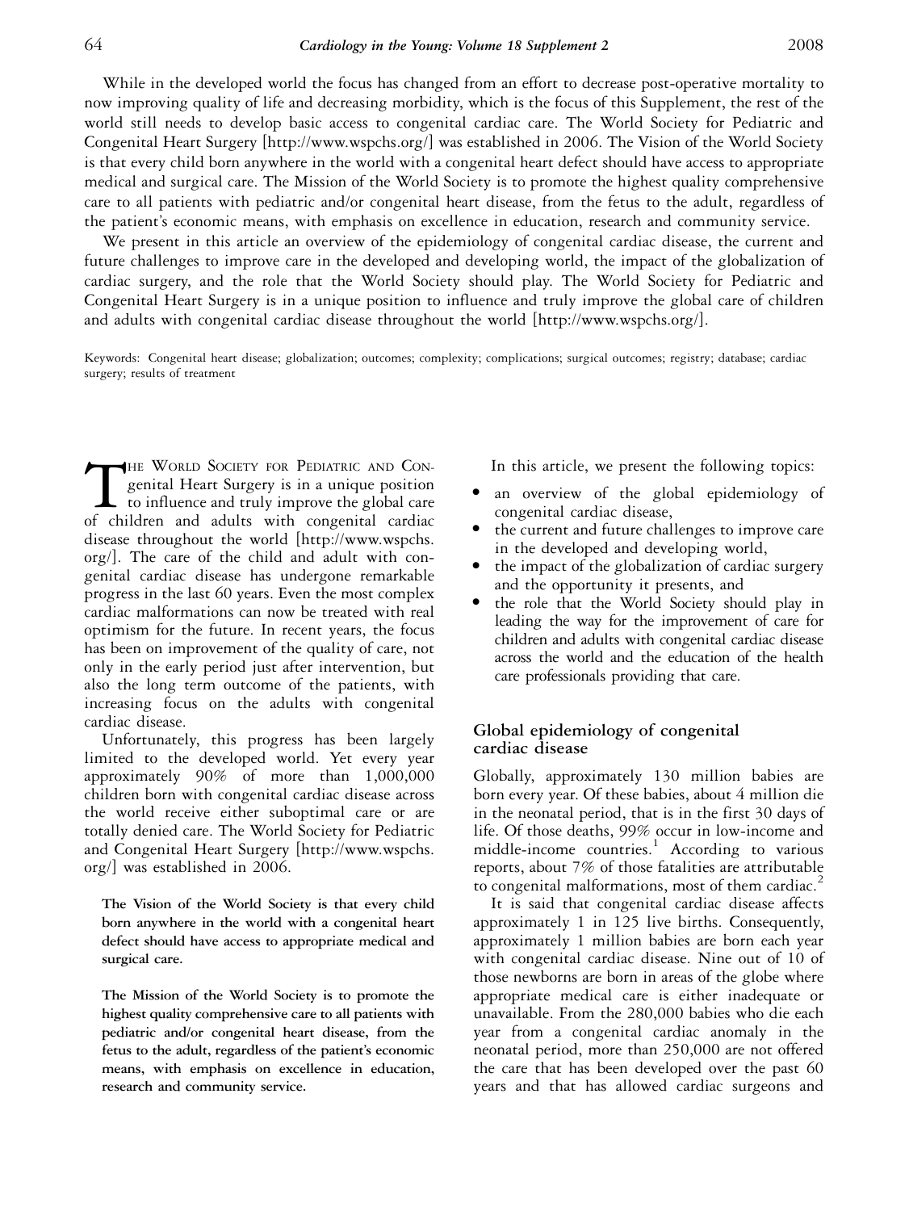While in the developed world the focus has changed from an effort to decrease post-operative mortality to now improving quality of life and decreasing morbidity, which is the focus of this Supplement, the rest of the world still needs to develop basic access to congenital cardiac care. The World Society for Pediatric and Congenital Heart Surgery [http://www.wspchs.org/] was established in 2006. The Vision of the World Society is that every child born anywhere in the world with a congenital heart defect should have access to appropriate medical and surgical care. The Mission of the World Society is to promote the highest quality comprehensive care to all patients with pediatric and/or congenital heart disease, from the fetus to the adult, regardless of the patient's economic means, with emphasis on excellence in education, research and community service.

We present in this article an overview of the epidemiology of congenital cardiac disease, the current and future challenges to improve care in the developed and developing world, the impact of the globalization of cardiac surgery, and the role that the World Society should play. The World Society for Pediatric and Congenital Heart Surgery is in a unique position to influence and truly improve the global care of children and adults with congenital cardiac disease throughout the world [http://www.wspchs.org/].

Keywords: Congenital heart disease; globalization; outcomes; complexity; complications; surgical outcomes; registry; database; cardiac surgery; results of treatment

The World Society for Pediatric and Congenital Heart Surgery is in a unique position to influence and truly improve the global care of children and adults with congenital cardiac disease throughout the world [http://www.wspchs.org/]. The care of the child and adult with congenital cardiac disease has undergone remarkable progress in the last 60 years. Even the most complex cardiac malformations can now be treated with real optimism for the future. In recent years, the focus has been on improvement of the quality of care, not only in the early period just after intervention, but also the long term outcome of the patients, with increasing focus on the adults with congenital cardiac disease.

Unfortunately, this progress has been largely limited to the developed world. Yet every year approximately 90% of more than 1,000,000 children born with congenital cardiac disease across the world receive either suboptimal care or are totally denied care. The World Society for Pediatric and Congenital Heart Surgery [http://www.wspchs.org/] was established in 2006.

**The Vision of the World Society is that every child born anywhere in the world with a congenital heart defect should have access to appropriate medical and surgical care.**

**The Mission of the World Society is to promote the highest quality comprehensive care to all patients with pediatric and/or congenital heart disease, from the fetus to the adult, regardless of the patient's economic means, with emphasis on excellence in education, research and community service.**

In this article, we present the following topics:

- an overview of the global epidemiology of congenital cardiac disease,
- the current and future challenges to improve care in the developed and developing world,
- the impact of the globalization of cardiac surgery and the opportunity it presents, and
- the role that the World Society should play in leading the way for the improvement of care for children and adults with congenital cardiac disease across the world and the education of the health care professionals providing that care.

## Global epidemiology of congenital cardiac disease

Globally, approximately 130 million babies are born every year. Of these babies, about 4 million die in the neonatal period, that is in the first 30 days of life. Of those deaths, 99% occur in low-income and middle-income countries.[1] According to various reports, about 7% of those fatalities are attributable to congenital malformations, most of them cardiac.[2]

It is said that congenital cardiac disease affects approximately 1 in 125 live births. Consequently, approximately 1 million babies are born each year with congenital cardiac disease. Nine out of 10 of those newborns are born in areas of the globe where appropriate medical care is either inadequate or unavailable. From the 280,000 babies who die each year from a congenital cardiac anomaly in the neonatal period, more than 250,000 are not offered the care that has been developed over the past 60 years and that has allowed cardiac surgeons and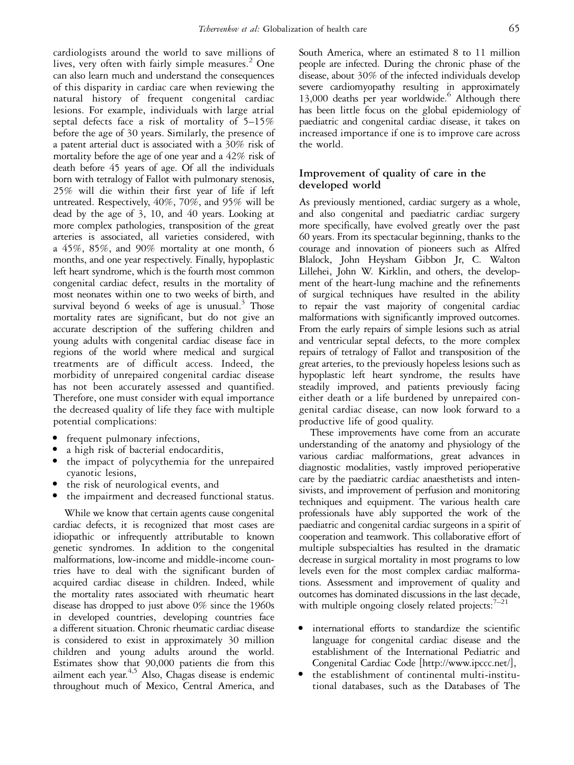cardiologists around the world to save millions of lives, very often with fairly simple measures.[2] One can also learn much and understand the consequences of this disparity in cardiac care when reviewing the natural history of frequent congenital cardiac lesions. For example, individuals with large atrial septal defects face a risk of mortality of 5–15% before the age of 30 years. Similarly, the presence of a patent arterial duct is associated with a 30% risk of mortality before the age of one year and a 42% risk of death before 45 years of age. Of all the individuals born with tetralogy of Fallot with pulmonary stenosis, 25% will die within their first year of life if left untreated. Respectively, 40%, 70%, and 95% will be dead by the age of 3, 10, and 40 years. Looking at more complex pathologies, transposition of the great arteries is associated, all varieties considered, with a 45%, 85%, and 90% mortality at one month, 6 months, and one year respectively. Finally, hypoplastic left heart syndrome, which is the fourth most common congenital cardiac defect, results in the mortality of most neonates within one to two weeks of birth, and survival beyond 6 weeks of age is unusual.[3] Those mortality rates are significant, but do not give an accurate description of the suffering children and young adults with congenital cardiac disease face in regions of the world where medical and surgical treatments are of difficult access. Indeed, the morbidity of unrepaired congenital cardiac disease has not been accurately assessed and quantified. Therefore, one must consider with equal importance the decreased quality of life they face with multiple potential complications:

- frequent pulmonary infections,
- a high risk of bacterial endocarditis,
- the impact of polycythemia for the unrepaired cyanotic lesions,
- the risk of neurological events, and
- the impairment and decreased functional status.

While we know that certain agents cause congenital cardiac defects, it is recognized that most cases are idiopathic or infrequently attributable to known genetic syndromes. In addition to the congenital malformations, low-income and middle-income countries have to deal with the significant burden of acquired cardiac disease in children. Indeed, while the mortality rates associated with rheumatic heart disease has dropped to just above 0% since the 1960s in developed countries, developing countries face a different situation. Chronic rheumatic cardiac disease is considered to exist in approximately 30 million children and young adults around the world. Estimates show that 90,000 patients die from this ailment each year.[4,5] Also, Chagas disease is endemic throughout much of Mexico, Central America, and South America, where an estimated 8 to 11 million people are infected. During the chronic phase of the disease, about 30% of the infected individuals develop severe cardiomyopathy resulting in approximately 13,000 deaths per year worldwide.[6] Although there has been little focus on the global epidemiology of paediatric and congenital cardiac disease, it takes on increased importance if one is to improve care across the world.

## Improvement of quality of care in the developed world

As previously mentioned, cardiac surgery as a whole, and also congenital and paediatric cardiac surgery more specifically, have evolved greatly over the past 60 years. From its spectacular beginning, thanks to the courage and innovation of pioneers such as Alfred Blalock, John Heysham Gibbon Jr, C. Walton Lillehei, John W. Kirklin, and others, the development of the heart-lung machine and the refinements of surgical techniques have resulted in the ability to repair the vast majority of congenital cardiac malformations with significantly improved outcomes. From the early repairs of simple lesions such as atrial and ventricular septal defects, to the more complex repairs of tetralogy of Fallot and transposition of the great arteries, to the previously hopeless lesions such as hypoplastic left heart syndrome, the results have steadily improved, and patients previously facing either death or a life burdened by unrepaired congenital cardiac disease, can now look forward to a productive life of good quality.

These improvements have come from an accurate understanding of the anatomy and physiology of the various cardiac malformations, great advances in diagnostic modalities, vastly improved perioperative care by the paediatric cardiac anaesthetists and intensivists, and improvement of perfusion and monitoring techniques and equipment. The various health care professionals have ably supported the work of the paediatric and congenital cardiac surgeons in a spirit of cooperation and teamwork. This collaborative effort of multiple subspecialties has resulted in the dramatic decrease in surgical mortality in most programs to low levels even for the most complex cardiac malformations. Assessment and improvement of quality and outcomes has dominated discussions in the last decade, with multiple ongoing closely related projects:[7–21]

- international efforts to standardize the scientific language for congenital cardiac disease and the establishment of the International Pediatric and Congenital Cardiac Code [http://www.ipccc.net/],
- the establishment of continental multi-institutional databases, such as the Databases of The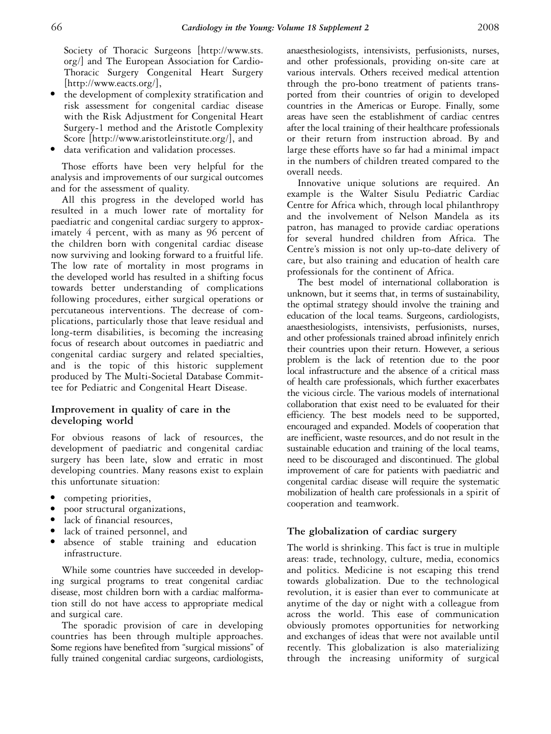Society of Thoracic Surgeons [http://www.sts.org/] and The European Association for Cardio-Thoracic Surgery Congenital Heart Surgery [http://www.eacts.org/],

- the development of complexity stratification and risk assessment for congenital cardiac disease with the Risk Adjustment for Congenital Heart Surgery-1 method and the Aristotle Complexity Score [http://www.aristotleinstitute.org/], and
- data verification and validation processes.

Those efforts have been very helpful for the analysis and improvements of our surgical outcomes and for the assessment of quality.

All this progress in the developed world has resulted in a much lower rate of mortality for paediatric and congenital cardiac surgery to approximately 4 percent, with as many as 96 percent of the children born with congenital cardiac disease now surviving and looking forward to a fruitful life. The low rate of mortality in most programs in the developed world has resulted in a shifting focus towards better understanding of complications following procedures, either surgical operations or percutaneous interventions. The decrease of complications, particularly those that leave residual and long-term disabilities, is becoming the increasing focus of research about outcomes in paediatric and congenital cardiac surgery and related specialties, and is the topic of this historic supplement produced by The Multi-Societal Database Committee for Pediatric and Congenital Heart Disease.

## Improvement in quality of care in the developing world

For obvious reasons of lack of resources, the development of paediatric and congenital cardiac surgery has been late, slow and erratic in most developing countries. Many reasons exist to explain this unfortunate situation:

- competing priorities,
- poor structural organizations,
- lack of financial resources,
- lack of trained personnel, and
- absence of stable training and education infrastructure.

While some countries have succeeded in developing surgical programs to treat congenital cardiac disease, most children born with a cardiac malformation still do not have access to appropriate medical and surgical care.

The sporadic provision of care in developing countries has been through multiple approaches. Some regions have benefited from "surgical missions" of fully trained congenital cardiac surgeons, cardiologists, anaesthesiologists, intensivists, perfusionists, nurses, and other professionals, providing on-site care at various intervals. Others received medical attention through the pro-bono treatment of patients transported from their countries of origin to developed countries in the Americas or Europe. Finally, some areas have seen the establishment of cardiac centres after the local training of their healthcare professionals or their return from instruction abroad. By and large these efforts have so far had a minimal impact in the numbers of children treated compared to the overall needs.

Innovative unique solutions are required. An example is the Walter Sisulu Pediatric Cardiac Centre for Africa which, through local philanthropy and the involvement of Nelson Mandela as its patron, has managed to provide cardiac operations for several hundred children from Africa. The Centre's mission is not only up-to-date delivery of care, but also training and education of health care professionals for the continent of Africa.

The best model of international collaboration is unknown, but it seems that, in terms of sustainability, the optimal strategy should involve the training and education of the local teams. Surgeons, cardiologists, anaesthesiologists, intensivists, perfusionists, nurses, and other professionals trained abroad infinitely enrich their countries upon their return. However, a serious problem is the lack of retention due to the poor local infrastructure and the absence of a critical mass of health care professionals, which further exacerbates the vicious circle. The various models of international collaboration that exist need to be evaluated for their efficiency. The best models need to be supported, encouraged and expanded. Models of cooperation that are inefficient, waste resources, and do not result in the sustainable education and training of the local teams, need to be discouraged and discontinued. The global improvement of care for patients with paediatric and congenital cardiac disease will require the systematic mobilization of health care professionals in a spirit of cooperation and teamwork.

## The globalization of cardiac surgery

The world is shrinking. This fact is true in multiple areas: trade, technology, culture, media, economics and politics. Medicine is not escaping this trend towards globalization. Due to the technological revolution, it is easier than ever to communicate at anytime of the day or night with a colleague from across the world. This ease of communication obviously promotes opportunities for networking and exchanges of ideas that were not available until recently. This globalization is also materializing through the increasing uniformity of surgical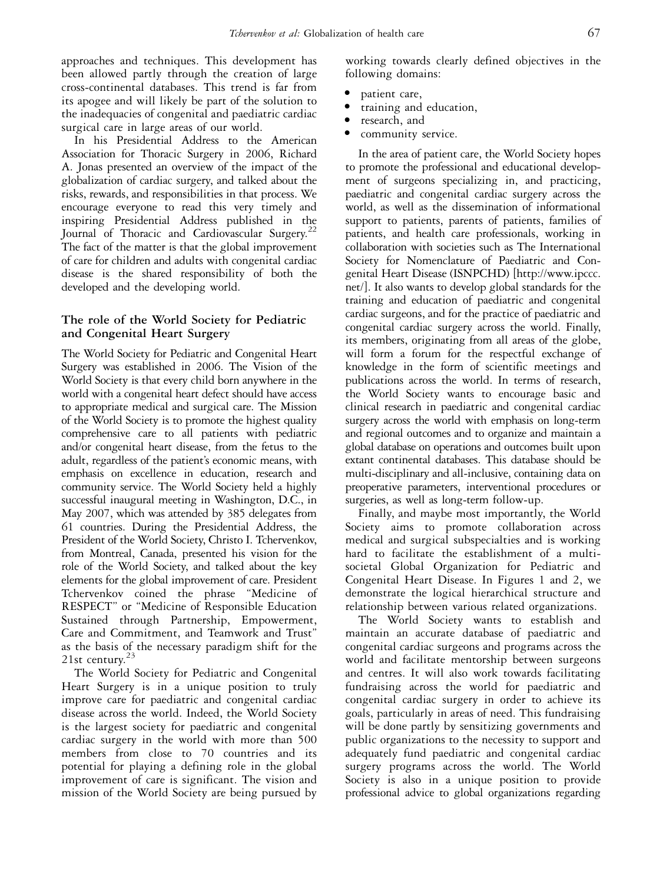approaches and techniques. This development has been allowed partly through the creation of large cross-continental databases. This trend is far from its apogee and will likely be part of the solution to the inadequacies of congenital and paediatric cardiac surgical care in large areas of our world.

In his Presidential Address to the American Association for Thoracic Surgery in 2006, Richard A. Jonas presented an overview of the impact of the globalization of cardiac surgery, and talked about the risks, rewards, and responsibilities in that process. We encourage everyone to read this very timely and inspiring Presidential Address published in the Journal of Thoracic and Cardiovascular Surgery.[22] The fact of the matter is that the global improvement of care for children and adults with congenital cardiac disease is the shared responsibility of both the developed and the developing world.

## The role of the World Society for Pediatric and Congenital Heart Surgery

The World Society for Pediatric and Congenital Heart Surgery was established in 2006. The Vision of the World Society is that every child born anywhere in the world with a congenital heart defect should have access to appropriate medical and surgical care. The Mission of the World Society is to promote the highest quality comprehensive care to all patients with pediatric and/or congenital heart disease, from the fetus to the adult, regardless of the patient's economic means, with emphasis on excellence in education, research and community service. The World Society held a highly successful inaugural meeting in Washington, D.C., in May 2007, which was attended by 385 delegates from 61 countries. During the Presidential Address, the President of the World Society, Christo I. Tchervenkov, from Montreal, Canada, presented his vision for the role of the World Society, and talked about the key elements for the global improvement of care. President Tchervenkov coined the phrase "Medicine of RESPECT" or "Medicine of Responsible Education Sustained through Partnership, Empowerment, Care and Commitment, and Teamwork and Trust" as the basis of the necessary paradigm shift for the 21st century.[23]

The World Society for Pediatric and Congenital Heart Surgery is in a unique position to truly improve care for paediatric and congenital cardiac disease across the world. Indeed, the World Society is the largest society for paediatric and congenital cardiac surgery in the world with more than 500 members from close to 70 countries and its potential for playing a defining role in the global improvement of care is significant. The vision and mission of the World Society are being pursued by working towards clearly defined objectives in the following domains:

- patient care,
- training and education,
- research, and
- community service.

In the area of patient care, the World Society hopes to promote the professional and educational development of surgeons specializing in, and practicing, paediatric and congenital cardiac surgery across the world, as well as the dissemination of informational support to patients, parents of patients, families of patients, and health care professionals, working in collaboration with societies such as The International Society for Nomenclature of Paediatric and Congenital Heart Disease (ISNPCHD) [http://www.ipccc.net/]. It also wants to develop global standards for the training and education of paediatric and congenital cardiac surgeons, and for the practice of paediatric and congenital cardiac surgery across the world. Finally, its members, originating from all areas of the globe, will form a forum for the respectful exchange of knowledge in the form of scientific meetings and publications across the world. In terms of research, the World Society wants to encourage basic and clinical research in paediatric and congenital cardiac surgery across the world with emphasis on long-term and regional outcomes and to organize and maintain a global database on operations and outcomes built upon extant continental databases. This database should be multi-disciplinary and all-inclusive, containing data on preoperative parameters, interventional procedures or surgeries, as well as long-term follow-up.

Finally, and maybe most importantly, the World Society aims to promote collaboration across medical and surgical subspecialties and is working hard to facilitate the establishment of a multi-societal Global Organization for Pediatric and Congenital Heart Disease. In Figures 1 and 2, we demonstrate the logical hierarchical structure and relationship between various related organizations.

The World Society wants to establish and maintain an accurate database of paediatric and congenital cardiac surgeons and programs across the world and facilitate mentorship between surgeons and centres. It will also work towards facilitating fundraising across the world for paediatric and congenital cardiac surgery in order to achieve its goals, particularly in areas of need. This fundraising will be done partly by sensitizing governments and public organizations to the necessity to support and adequately fund paediatric and congenital cardiac surgery programs across the world. The World Society is also in a unique position to provide professional advice to global organizations regarding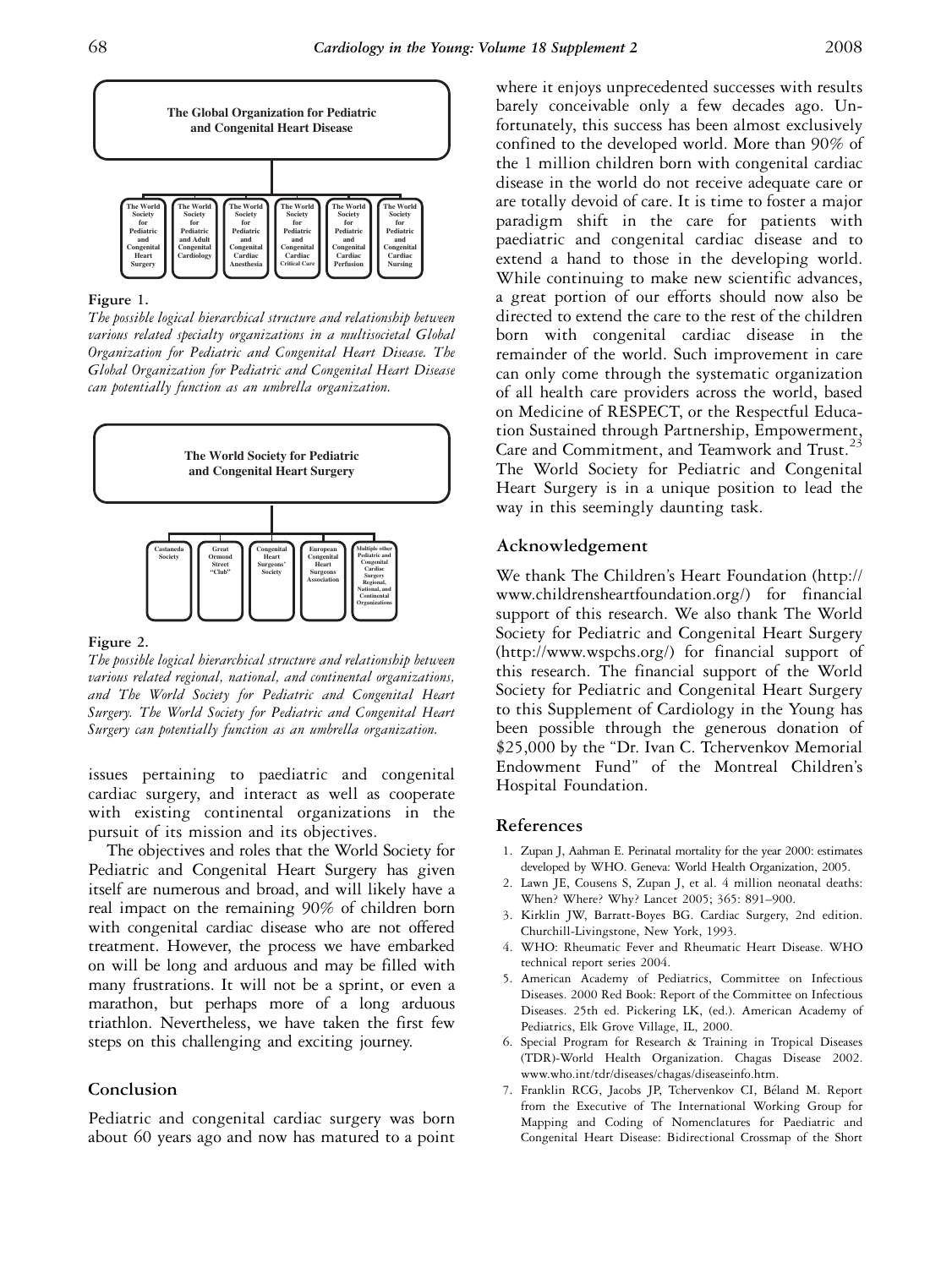**Figure 1.**

*The possible logical hierarchical structure and relationship between various related specialty organizations in a multisocietal Global Organization for Pediatric and Congenital Heart Disease. The Global Organization for Pediatric and Congenital Heart Disease can potentially function as an umbrella organization.*

**Figure 2.**

*The possible logical hierarchical structure and relationship between various related regional, national, and continental organizations, and The World Society for Pediatric and Congenital Heart Surgery. The World Society for Pediatric and Congenital Heart Surgery can potentially function as an umbrella organization.*

issues pertaining to paediatric and congenital cardiac surgery, and interact as well as cooperate with existing continental organizations in the pursuit of its mission and its objectives.

The objectives and roles that the World Society for Pediatric and Congenital Heart Surgery has given itself are numerous and broad, and will likely have a real impact on the remaining 90% of children born with congenital cardiac disease who are not offered treatment. However, the process we have embarked on will be long and arduous and may be filled with many frustrations. It will not be a sprint, or even a marathon, but perhaps more of a long arduous triathlon. Nevertheless, we have taken the first few steps on this challenging and exciting journey.

## Conclusion

Pediatric and congenital cardiac surgery was born about 60 years ago and now has matured to a point where it enjoys unprecedented successes with results barely conceivable only a few decades ago. Unfortunately, this success has been almost exclusively confined to the developed world. More than 90% of the 1 million children born with congenital cardiac disease in the world do not receive adequate care or are totally devoid of care. It is time to foster a major paradigm shift in the care for patients with paediatric and congenital cardiac disease and to extend a hand to those in the developing world. While continuing to make new scientific advances, a great portion of our efforts should now also be directed to extend the care to the rest of the children born with congenital cardiac disease in the remainder of the world. Such improvement in care can only come through the systematic organization of all health care providers across the world, based on Medicine of RESPECT, or the Respectful Education Sustained through Partnership, Empowerment, Care and Commitment, and Teamwork and Trust.[23] The World Society for Pediatric and Congenital Heart Surgery is in a unique position to lead the way in this seemingly daunting task.

## Acknowledgement

We thank The Children's Heart Foundation (http://www.childrensheartfoundation.org/) for financial support of this research. We also thank The World Society for Pediatric and Congenital Heart Surgery (http://www.wspchs.org/) for financial support of this research. The financial support of the World Society for Pediatric and Congenital Heart Surgery to this Supplement of Cardiology in the Young has been possible through the generous donation of $25,000 by the "Dr. Ivan C. Tchervenkov Memorial Endowment Fund" of the Montreal Children's Hospital Foundation.

## References

1. Zupan J, Aahman E. Perinatal mortality for the year 2000: estimates developed by WHO. Geneva: World Health Organization, 2005.
2. Lawn JE, Cousens S, Zupan J, et al. 4 million neonatal deaths: When? Where? Why? Lancet 2005; 365: 891–900.
3. Kirklin JW, Barratt-Boyes BG. Cardiac Surgery, 2nd edition. Churchill-Livingstone, New York, 1993.
4. WHO: Rheumatic Fever and Rheumatic Heart Disease. WHO technical report series 2004.
5. American Academy of Pediatrics, Committee on Infectious Diseases. 2000 Red Book: Report of the Committee on Infectious Diseases. 25th ed. Pickering LK, (ed.). American Academy of Pediatrics, Elk Grove Village, IL, 2000.
6. Special Program for Research & Training in Tropical Diseases (TDR)-World Health Organization. Chagas Disease 2002. www.who.int/tdr/diseases/chagas/diseaseinfo.htm.
7. Franklin RCG, Jacobs JP, Tchervenkov CI, Béland M. Report from the Executive of The International Working Group for Mapping and Coding of Nomenclatures for Paediatric and Congenital Heart Disease: Bidirectional Crossmap of the Short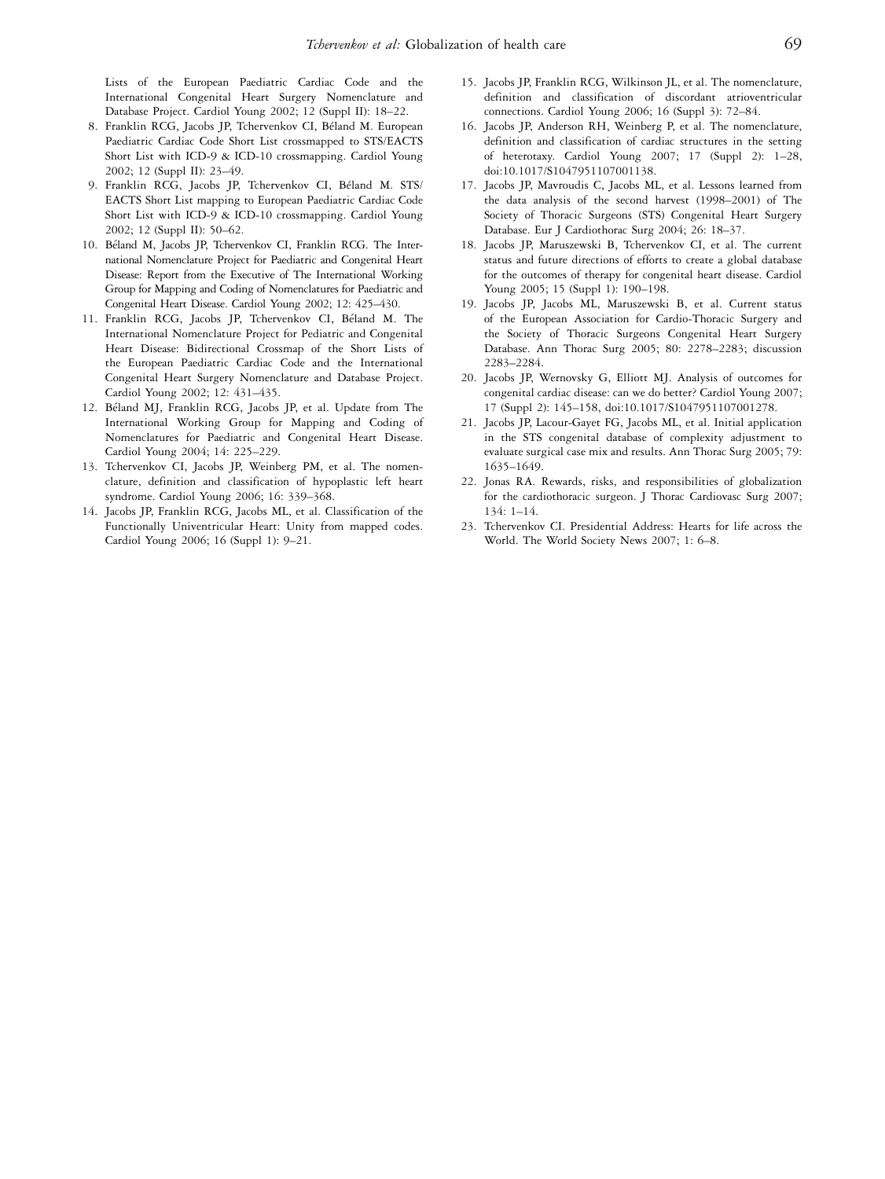Lists of the European Paediatric Cardiac Code and the International Congenital Heart Surgery Nomenclature and Database Project. Cardiol Young 2002; 12 (Suppl II): 18–22.

8. Franklin RCG, Jacobs JP, Tchervenkov CI, Béland M. European Paediatric Cardiac Code Short List crossmapped to STS/EACTS Short List with ICD-9 & ICD-10 crossmapping. Cardiol Young 2002; 12 (Suppl II): 23–49.
9. Franklin RCG, Jacobs JP, Tchervenkov CI, Béland M. STS/EACTS Short List mapping to European Paediatric Cardiac Code Short List with ICD-9 & ICD-10 crossmapping. Cardiol Young 2002; 12 (Suppl II): 50–62.
10. Béland M, Jacobs JP, Tchervenkov CI, Franklin RCG. The International Nomenclature Project for Paediatric and Congenital Heart Disease: Report from the Executive of The International Working Group for Mapping and Coding of Nomenclatures for Paediatric and Congenital Heart Disease. Cardiol Young 2002; 12: 425–430.
11. Franklin RCG, Jacobs JP, Tchervenkov CI, Béland M. The International Nomenclature Project for Pediatric and Congenital Heart Disease: Bidirectional Crossmap of the Short Lists of the European Paediatric Cardiac Code and the International Congenital Heart Surgery Nomenclature and Database Project. Cardiol Young 2002; 12: 431–435.
12. Béland MJ, Franklin RCG, Jacobs JP, et al. Update from The International Working Group for Mapping and Coding of Nomenclatures for Paediatric and Congenital Heart Disease. Cardiol Young 2004; 14: 225–229.
13. Tchervenkov CI, Jacobs JP, Weinberg PM, et al. The nomenclature, definition and classification of hypoplastic left heart syndrome. Cardiol Young 2006; 16: 339–368.
14. Jacobs JP, Franklin RCG, Jacobs ML, et al. Classification of the Functionally Univentricular Heart: Unity from mapped codes. Cardiol Young 2006; 16 (Suppl 1): 9–21.
15. Jacobs JP, Franklin RCG, Wilkinson JL, et al. The nomenclature, definition and classification of discordant atrioventricular connections. Cardiol Young 2006; 16 (Suppl 3): 72–84.
16. Jacobs JP, Anderson RH, Weinberg P, et al. The nomenclature, definition and classification of cardiac structures in the setting of heterotaxy. Cardiol Young 2007; 17 (Suppl 2): 1–28, doi:10.1017/S1047951107001138.
17. Jacobs JP, Mavroudis C, Jacobs ML, et al. Lessons learned from the data analysis of the second harvest (1998–2001) of The Society of Thoracic Surgeons (STS) Congenital Heart Surgery Database. Eur J Cardiothorac Surg 2004; 26: 18–37.
18. Jacobs JP, Maruszewski B, Tchervenkov CI, et al. The current status and future directions of efforts to create a global database for the outcomes of therapy for congenital heart disease. Cardiol Young 2005; 15 (Suppl 1): 190–198.
19. Jacobs JP, Jacobs ML, Maruszewski B, et al. Current status of the European Association for Cardio-Thoracic Surgery and the Society of Thoracic Surgeons Congenital Heart Surgery Database. Ann Thorac Surg 2005; 80: 2278–2283; discussion 2283–2284.
20. Jacobs JP, Wernovsky G, Elliott MJ. Analysis of outcomes for congenital cardiac disease: can we do better? Cardiol Young 2007; 17 (Suppl 2): 145–158, doi:10.1017/S1047951107001278.
21. Jacobs JP, Lacour-Gayet FG, Jacobs ML, et al. Initial application in the STS congenital database of complexity adjustment to evaluate surgical case mix and results. Ann Thorac Surg 2005; 79: 1635–1649.
22. Jonas RA. Rewards, risks, and responsibilities of globalization for the cardiothoracic surgeon. J Thorac Cardiovasc Surg 2007; 134: 1–14.
23. Tchervenkov CI. Presidential Address: Hearts for life across the World. The World Society News 2007; 1: 6–8.